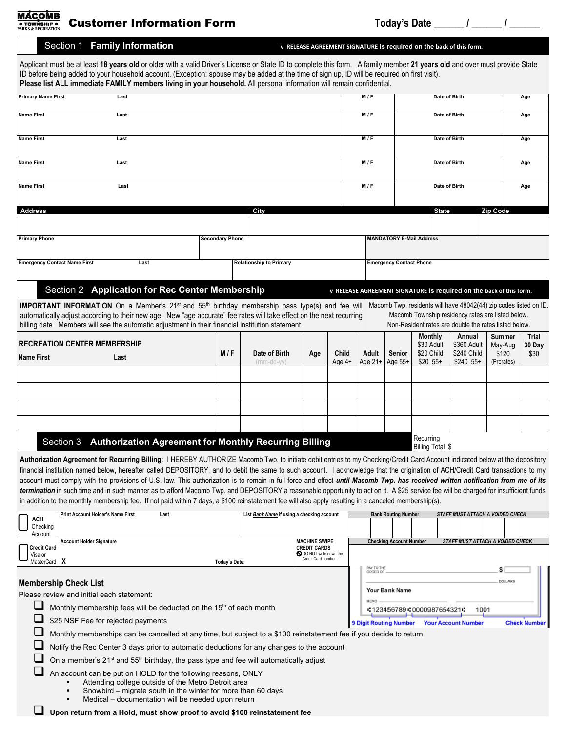MACOMB TOWNSHIP PARKS & RECREATION

# Customer Information Form

Today's Date ______ / ______ / ______

## Section 1 Family Information

✓ **RELEASE AGREEMENT SIGNATURE** is required on the back of this form.

Applicant must be at least **18 years old** or older with a valid Driver's License or State ID to complete this form. A family member **21 years old** and over must provide State ID before being added to your household account, (Exception: spouse may be added at the time of sign up, ID will be required on first visit).
**Please list ALL immediate FAMILY members living in your household.** All personal information will remain confidential.

| Name First | Last | M / F | Date of Birth | Age |
|---|---|---|---|---|
| Primary Name First | | | | |
| | | | | |
| | | | | |
| | | | | |
| | | | | |

| Address | City | State | Zip Code |
|---|---|---|---|
| | | | |

| Primary Phone | Secondary Phone | MANDATORY E-Mail Address |
|---|---|---|
| | | |

| Emergency Contact Name First | Last | Relationship to Primary | Emergency Contact Phone |
|---|---|---|---|
| | | | |

## Section 2 Application for Rec Center Membership

✓ **RELEASE AGREEMENT SIGNATURE** is required on the back of this form.

**IMPORTANT INFORMATION** On a Member's 21st and 55th birthday membership pass type(s) and fee will automatically adjust according to their new age. New "age accurate" fee rates will take effect on the next recurring billing date. Members will see the automatic adjustment in their financial institution statement.

Macomb Twp. residents will have 48042(44) zip codes listed on ID. Macomb Township residency rates are listed below. Non-Resident rates are double the rates listed below.

**RECREATION CENTER MEMBERSHIP**

| Name First | Last | M / F | Date of Birth (mm-dd-yy) | Age | Child Age 4+ | Adult Age 21+ | Senior Age 55+ | Monthly $30 Adult $20 Child $20 55+ | Annual $360 Adult $240 Child $240 55+ | Summer May-Aug $120 (Prorates) | Trial 30 Day $30 |
|---|---|---|---|---|---|---|---|---|---|---|---|
| | | | | | | | | | | | |
| | | | | | | | | | | | |
| | | | | | | | | | | | |
| | | | | | | | | | | | |

## Section 3 Authorization Agreement for Monthly Recurring Billing

Recurring Billing Total $

**Authorization Agreement for Recurring Billing:** I HEREBY AUTHORIZE Macomb Twp. to initiate debit entries to my Checking/Credit Card Account indicated below at the depository financial institution named below, hereafter called DEPOSITORY, and to debit the same to such account. I acknowledge that the origination of ACH/Credit Card transactions to my account must comply with the provisions of U.S. law. This authorization is to remain in full force and effect ***until Macomb Twp. has received written notification from me of its termination*** in such time and in such manner as to afford Macomb Twp. and DEPOSITORY a reasonable opportunity to act on it. A $25 service fee will be charged for insufficient funds in addition to the monthly membership fee. If not paid within 7 days, a $100 reinstatement fee will also apply resulting in a canceled membership(s).

| ☐ ACH Checking Account | Print Account Holder's Name First / Last | List ***Bank Name*** if using a checking account | Bank Routing Number — ***STAFF MUST ATTACH A VOIDED CHECK*** |
|---|---|---|---|
| ☐ Credit Card Visa or MasterCard | Account Holder Signature X / Today's Date: | MACHINE SWIPE CREDIT CARDS — DO NOT write down the Credit Card number. | Checking Account Number — ***STAFF MUST ATTACH A VOIDED CHECK*** |

Sample check: PAY TO THE ORDER OF ____ $ ____ DOLLARS; Your Bank Name; MEMO; ⑆123456789⑆0000987654321⑈ 1001 — 9 Digit Routing Number, Your Account Number, Check Number

### Membership Check List

Please review and initial each statement:

- ☐ Monthly membership fees will be deducted on the 15th of each month
- ☐ $25 NSF Fee for rejected payments
- ☐ Monthly memberships can be cancelled at any time, but subject to a $100 reinstatement fee if you decide to return
- ☐ Notify the Rec Center 3 days prior to automatic deductions for any changes to the account
- ☐ On a member's 21st and 55th birthday, the pass type and fee will automatically adjust
- ☐ An account can be put on HOLD for the following reasons, ONLY
  - Attending college outside of the Metro Detroit area
  - Snowbird – migrate south in the winter for more than 60 days
  - Medical – documentation will be needed upon return
- ☐ **Upon return from a Hold, must show proof to avoid $100 reinstatement fee**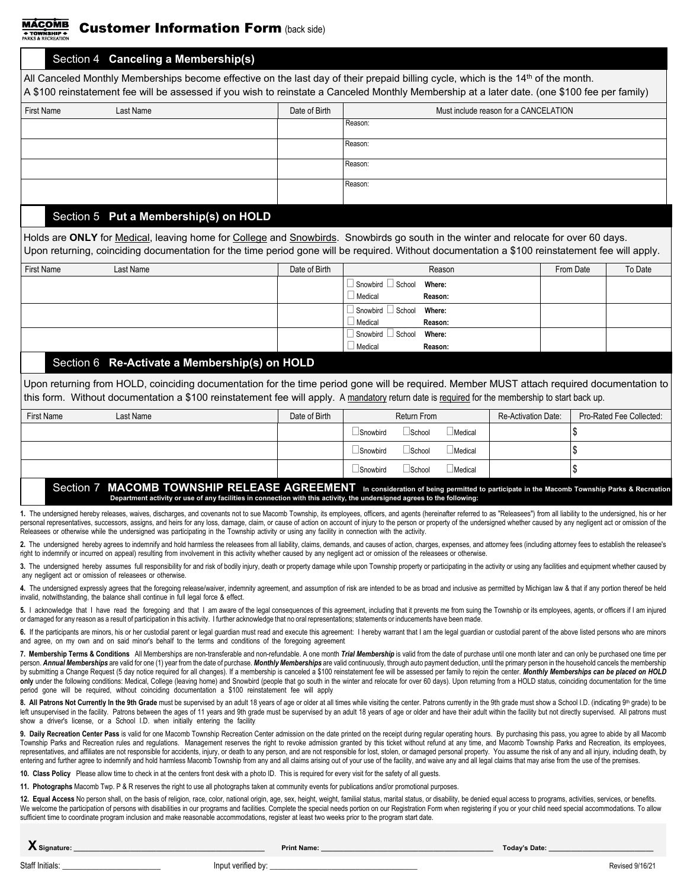# Customer Information Form (back side)

MACOMB TOWNSHIP PARKS & RECREATION

## Section 4 Canceling a Membership(s)

All Canceled Monthly Memberships become effective on the last day of their prepaid billing cycle, which is the 14th of the month.
A $100 reinstatement fee will be assessed if you wish to reinstate a Canceled Monthly Membership at a later date. (one $100 fee per family)

| First Name | Last Name | Date of Birth | Must include reason for a CANCELATION |
|---|---|---|---|
| | | | Reason: |
| | | | Reason: |
| | | | Reason: |
| | | | Reason: |

## Section 5 Put a Membership(s) on HOLD

Holds are **ONLY** for Medical, leaving home for College and Snowbirds. Snowbirds go south in the winter and relocate for over 60 days.
Upon returning, coinciding documentation for the time period gone will be required. Without documentation a $100 reinstatement fee will apply.

| First Name | Last Name | Date of Birth | Reason | From Date | To Date |
|---|---|---|---|---|---|
| | | | ☐ Snowbird ☐ School **Where:** ☐ Medical **Reason:** | | |
| | | | ☐ Snowbird ☐ School **Where:** ☐ Medical **Reason:** | | |
| | | | ☐ Snowbird ☐ School **Where:** ☐ Medical **Reason:** | | |

## Section 6 Re-Activate a Membership(s) on HOLD

Upon returning from HOLD, coinciding documentation for the time period gone will be required. Member MUST attach required documentation to this form. Without documentation a $100 reinstatement fee will apply. A mandatory return date is required for the membership to start back up.

| First Name | Last Name | Date of Birth | Return From | Re-Activation Date: | Pro-Rated Fee Collected: |
|---|---|---|---|---|---|
| | | | ☐Snowbird ☐School ☐Medical | | $ |
| | | | ☐Snowbird ☐School ☐Medical | | $ |
| | | | ☐Snowbird ☐School ☐Medical | | $ |

## Section 7 MACOMB TOWNSHIP RELEASE AGREEMENT

**In consideration of being permitted to participate in the Macomb Township Parks & Recreation Department activity or use of any facilities in connection with this activity, the undersigned agrees to the following:**

**1.** The undersigned hereby releases, waives, discharges, and covenants not to sue Macomb Township, its employees, officers, and agents (hereinafter referred to as "Releasees") from all liability to the undersigned, his or her personal representatives, successors, assigns, and heirs for any loss, damage, claim, or cause of action on account of injury to the person or property of the undersigned whether caused by any negligent act or omission of the Releasees or otherwise while the undersigned was participating in the Township activity or using any facility in connection with the activity.

**2.** The undersigned hereby agrees to indemnify and hold harmless the releasees from all liability, claims, demands, and causes of action, charges, expenses, and attorney fees (including attorney fees to establish the releasee's right to indemnify or incurred on appeal) resulting from involvement in this activity whether caused by any negligent act or omission of the releasees or otherwise.

**3.** The undersigned hereby assumes full responsibility for and risk of bodily injury, death or property damage while upon Township property or participating in the activity or using any facilities and equipment whether caused by any negligent act or omission of releasees or otherwise.

**4.** The undersigned expressly agrees that the foregoing release/waiver, indemnity agreement, and assumption of risk are intended to be as broad and inclusive as permitted by Michigan law & that if any portion thereof be held invalid, notwithstanding, the balance shall continue in full legal force & effect.

**5.** I acknowledge that I have read the foregoing and that I am aware of the legal consequences of this agreement, including that it prevents me from suing the Township or its employees, agents, or officers if I am injured or damaged for any reason as a result of participation in this activity. I further acknowledge that no oral representations; statements or inducements have been made.

**6.** If the participants are minors, his or her custodial parent or legal guardian must read and execute this agreement: I hereby warrant that I am the legal guardian or custodial parent of the above listed persons who are minors and agree, on my own and on said minor's behalf to the terms and conditions of the foregoing agreement

**7. Membership Terms & Conditions** All Memberships are non-transferable and non-refundable. A one month ***Trial Membership*** is valid from the date of purchase until one month later and can only be purchased one time per person. ***Annual Memberships*** are valid for one (1) year from the date of purchase. ***Monthly Memberships*** are valid continuously, through auto payment deduction, until the primary person in the household cancels the membership by submitting a Change Request (5 day notice required for all changes). If a membership is canceled a $100 reinstatement fee will be assessed per family to rejoin the center. ***Monthly Memberships can be placed on HOLD only*** under the following conditions: Medical, College (leaving home) and Snowbird (people that go south in the winter and relocate for over 60 days). Upon returning from a HOLD status, coinciding documentation for the time period gone will be required, without coinciding documentation a $100 reinstatement fee will apply

**8. All Patrons Not Currently In the 9th Grade** must be supervised by an adult 18 years of age or older at all times while visiting the center. Patrons currently in the 9th grade must show a School I.D. (indicating 9th grade) to be left unsupervised in the facility. Patrons between the ages of 11 years and 9th grade must be supervised by an adult 18 years of age or older and have their adult within the facility but not directly supervised. All patrons must show a driver's license, or a School I.D. when initially entering the facility

**9. Daily Recreation Center Pass** is valid for one Macomb Township Recreation Center admission on the date printed on the receipt during regular operating hours. By purchasing this pass, you agree to abide by all Macomb Township Parks and Recreation rules and regulations. Management reserves the right to revoke admission granted by this ticket without refund at any time, and Macomb Township Parks and Recreation, its employees, representatives, and affiliates are not responsible for accidents, injury, or death to any person, and are not responsible for lost, stolen, or damaged personal property. You assume the risk of any and all injury, including death, by entering and further agree to indemnify and hold harmless Macomb Township from any and all claims arising out of your use of the facility, and waive any and all legal claims that may arise from the use of the premises.

**10. Class Policy** Please allow time to check in at the centers front desk with a photo ID. This is required for every visit for the safety of all guests.

**11. Photographs** Macomb Twp. P & R reserves the right to use all photographs taken at community events for publications and/or promotional purposes.

**12. Equal Access** No person shall, on the basis of religion, race, color, national origin, age, sex, height, weight, familial status, marital status, or disability, be denied equal access to programs, activities, services, or benefits. We welcome the participation of persons with disabilities in our programs and facilities. Complete the special needs portion on our Registration Form when registering if you or your child need special accommodations. To allow sufficient time to coordinate program inclusion and make reasonable accommodations, register at least two weeks prior to the program start date.

**X Signature:** ______________________ **Print Name:** ______________________ **Today's Date:** ______________

Staff Initials: ______________ Input verified by: ______________________

Revised 9/16/21